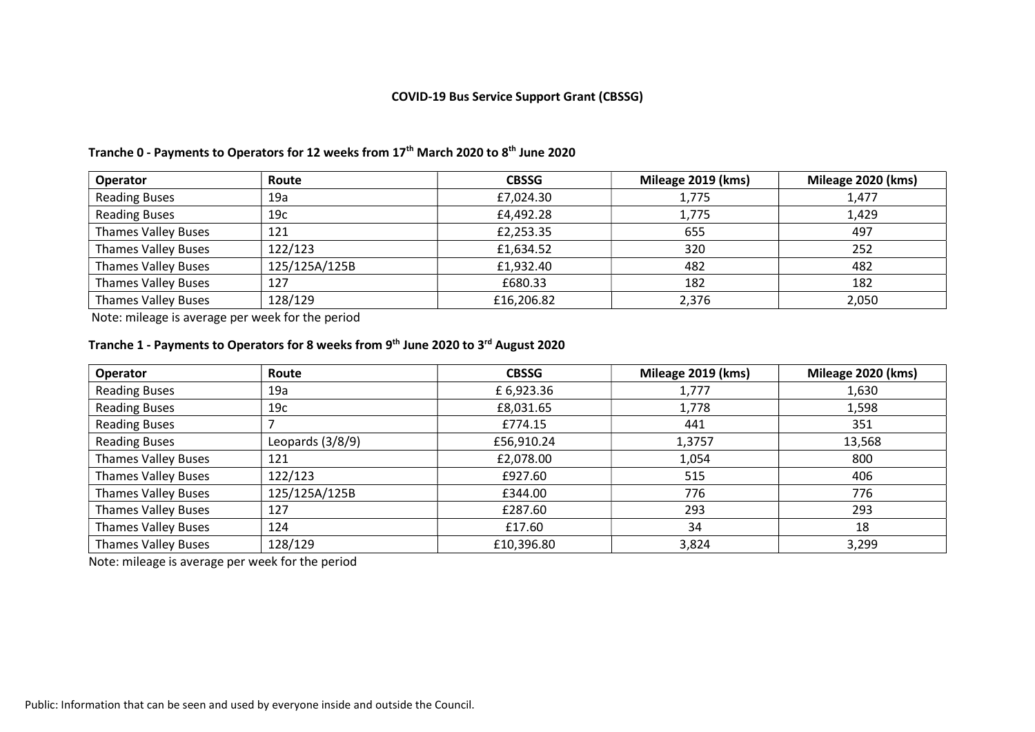# COVID-19 Bus Service Support Grant (CBSSG)

## Tranche 0 - Payments to Operators for 12 weeks from 17th March 2020 to 8th June 2020

| Operator | Route | CBSSG | Mileage 2019 (kms) | Mileage 2020 (kms) |
|---|---|---|---|---|
| Reading Buses | 19a | £7,024.30 | 1,775 | 1,477 |
| Reading Buses | 19c | £4,492.28 | 1,775 | 1,429 |
| Thames Valley Buses | 121 | £2,253.35 | 655 | 497 |
| Thames Valley Buses | 122/123 | £1,634.52 | 320 | 252 |
| Thames Valley Buses | 125/125A/125B | £1,932.40 | 482 | 482 |
| Thames Valley Buses | 127 | £680.33 | 182 | 182 |
| Thames Valley Buses | 128/129 | £16,206.82 | 2,376 | 2,050 |

Note: mileage is average per week for the period

## Tranche 1 - Payments to Operators for 8 weeks from 9th June 2020 to 3rd August 2020

| Operator | Route | CBSSG | Mileage 2019 (kms) | Mileage 2020 (kms) |
|---|---|---|---|---|
| Reading Buses | 19a | £ 6,923.36 | 1,777 | 1,630 |
| Reading Buses | 19c | £8,031.65 | 1,778 | 1,598 |
| Reading Buses | 7 | £774.15 | 441 | 351 |
| Reading Buses | Leopards (3/8/9) | £56,910.24 | 1,3757 | 13,568 |
| Thames Valley Buses | 121 | £2,078.00 | 1,054 | 800 |
| Thames Valley Buses | 122/123 | £927.60 | 515 | 406 |
| Thames Valley Buses | 125/125A/125B | £344.00 | 776 | 776 |
| Thames Valley Buses | 127 | £287.60 | 293 | 293 |
| Thames Valley Buses | 124 | £17.60 | 34 | 18 |
| Thames Valley Buses | 128/129 | £10,396.80 | 3,824 | 3,299 |

Note: mileage is average per week for the period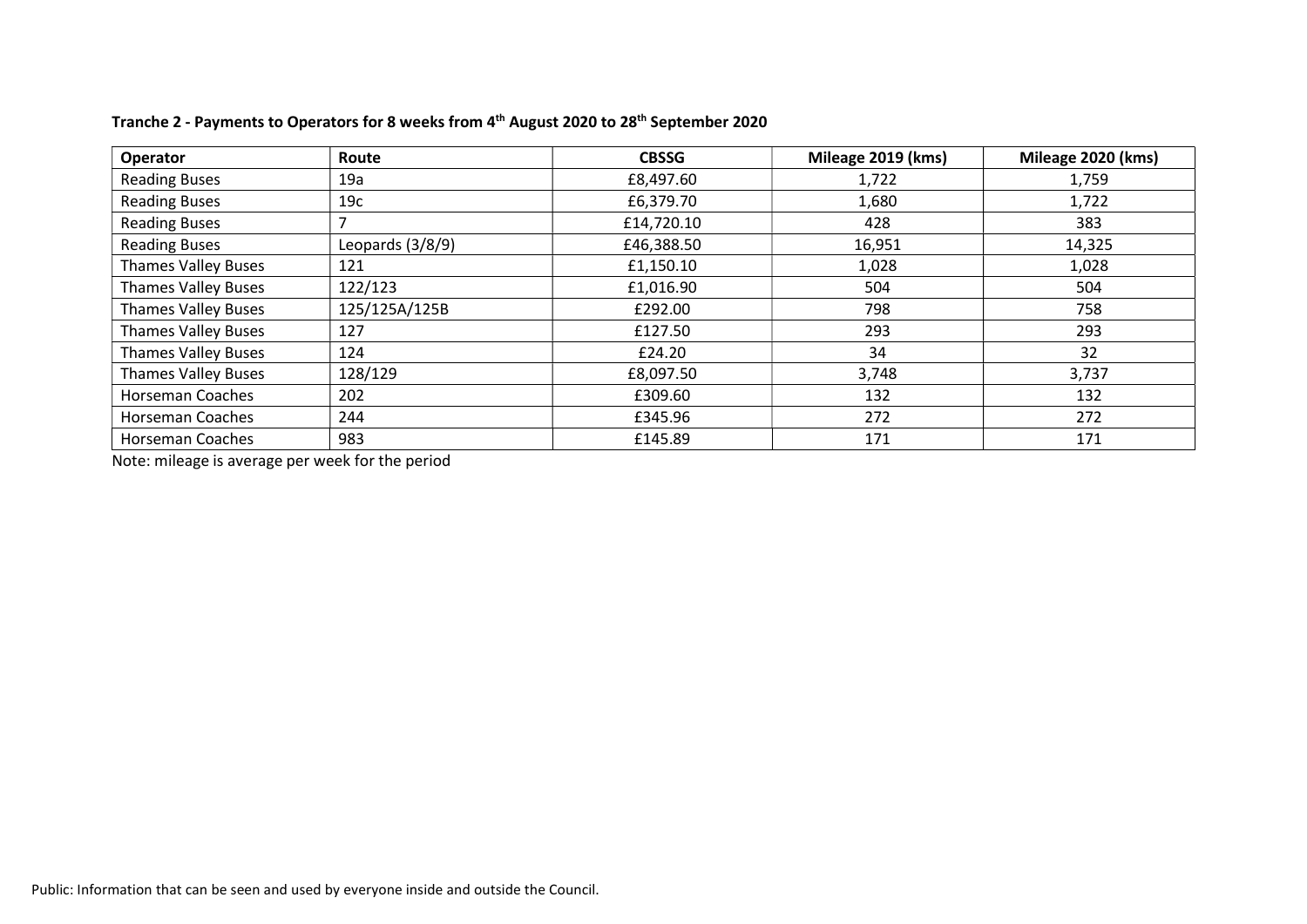**Tranche 2 - Payments to Operators for 8 weeks from 4th August 2020 to 28th September 2020**

| Operator | Route | CBSSG | Mileage 2019 (kms) | Mileage 2020 (kms) |
|---|---|---|---|---|
| Reading Buses | 19a | £8,497.60 | 1,722 | 1,759 |
| Reading Buses | 19c | £6,379.70 | 1,680 | 1,722 |
| Reading Buses | 7 | £14,720.10 | 428 | 383 |
| Reading Buses | Leopards (3/8/9) | £46,388.50 | 16,951 | 14,325 |
| Thames Valley Buses | 121 | £1,150.10 | 1,028 | 1,028 |
| Thames Valley Buses | 122/123 | £1,016.90 | 504 | 504 |
| Thames Valley Buses | 125/125A/125B | £292.00 | 798 | 758 |
| Thames Valley Buses | 127 | £127.50 | 293 | 293 |
| Thames Valley Buses | 124 | £24.20 | 34 | 32 |
| Thames Valley Buses | 128/129 | £8,097.50 | 3,748 | 3,737 |
| Horseman Coaches | 202 | £309.60 | 132 | 132 |
| Horseman Coaches | 244 | £345.96 | 272 | 272 |
| Horseman Coaches | 983 | £145.89 | 171 | 171 |

Note: mileage is average per week for the period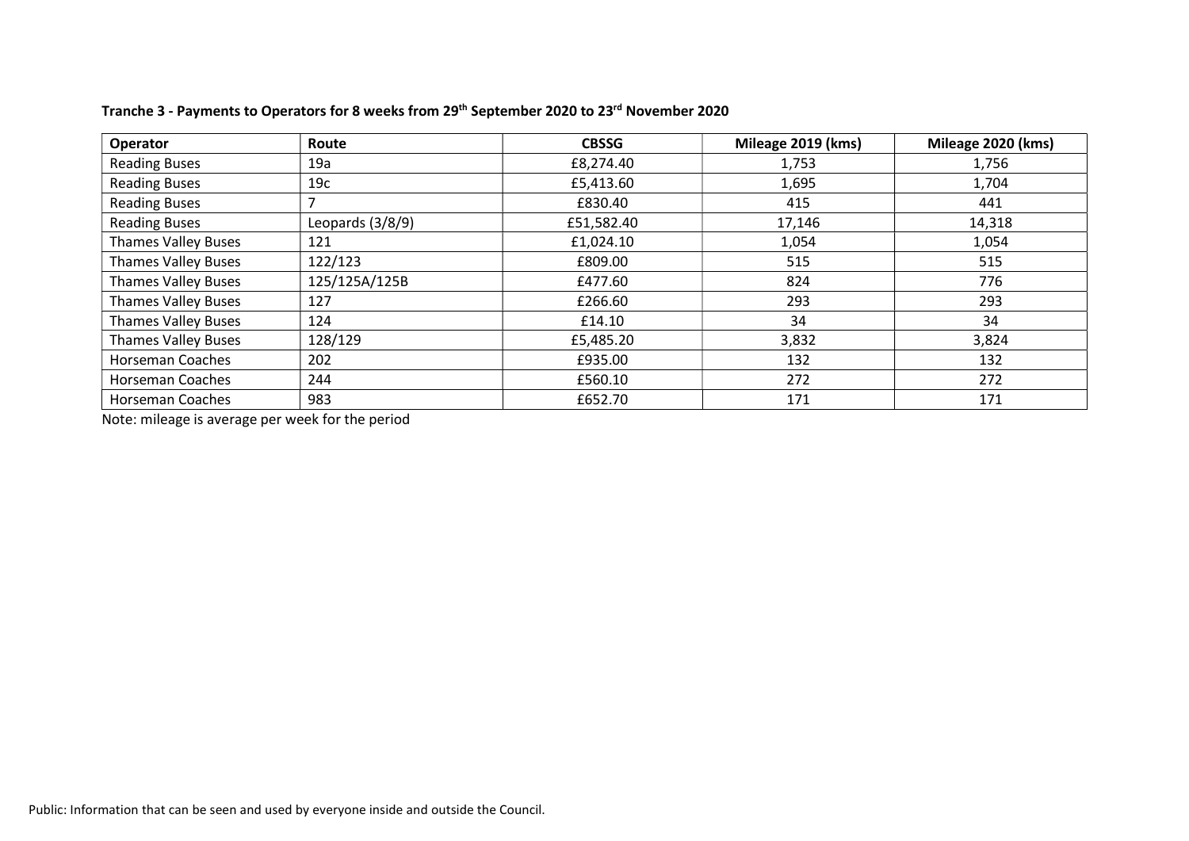**Tranche 3 - Payments to Operators for 8 weeks from 29th September 2020 to 23rd November 2020**

| Operator | Route | CBSSG | Mileage 2019 (kms) | Mileage 2020 (kms) |
|---|---|---|---|---|
| Reading Buses | 19a | £8,274.40 | 1,753 | 1,756 |
| Reading Buses | 19c | £5,413.60 | 1,695 | 1,704 |
| Reading Buses | 7 | £830.40 | 415 | 441 |
| Reading Buses | Leopards (3/8/9) | £51,582.40 | 17,146 | 14,318 |
| Thames Valley Buses | 121 | £1,024.10 | 1,054 | 1,054 |
| Thames Valley Buses | 122/123 | £809.00 | 515 | 515 |
| Thames Valley Buses | 125/125A/125B | £477.60 | 824 | 776 |
| Thames Valley Buses | 127 | £266.60 | 293 | 293 |
| Thames Valley Buses | 124 | £14.10 | 34 | 34 |
| Thames Valley Buses | 128/129 | £5,485.20 | 3,832 | 3,824 |
| Horseman Coaches | 202 | £935.00 | 132 | 132 |
| Horseman Coaches | 244 | £560.10 | 272 | 272 |
| Horseman Coaches | 983 | £652.70 | 171 | 171 |

Note: mileage is average per week for the period

Public: Information that can be seen and used by everyone inside and outside the Council.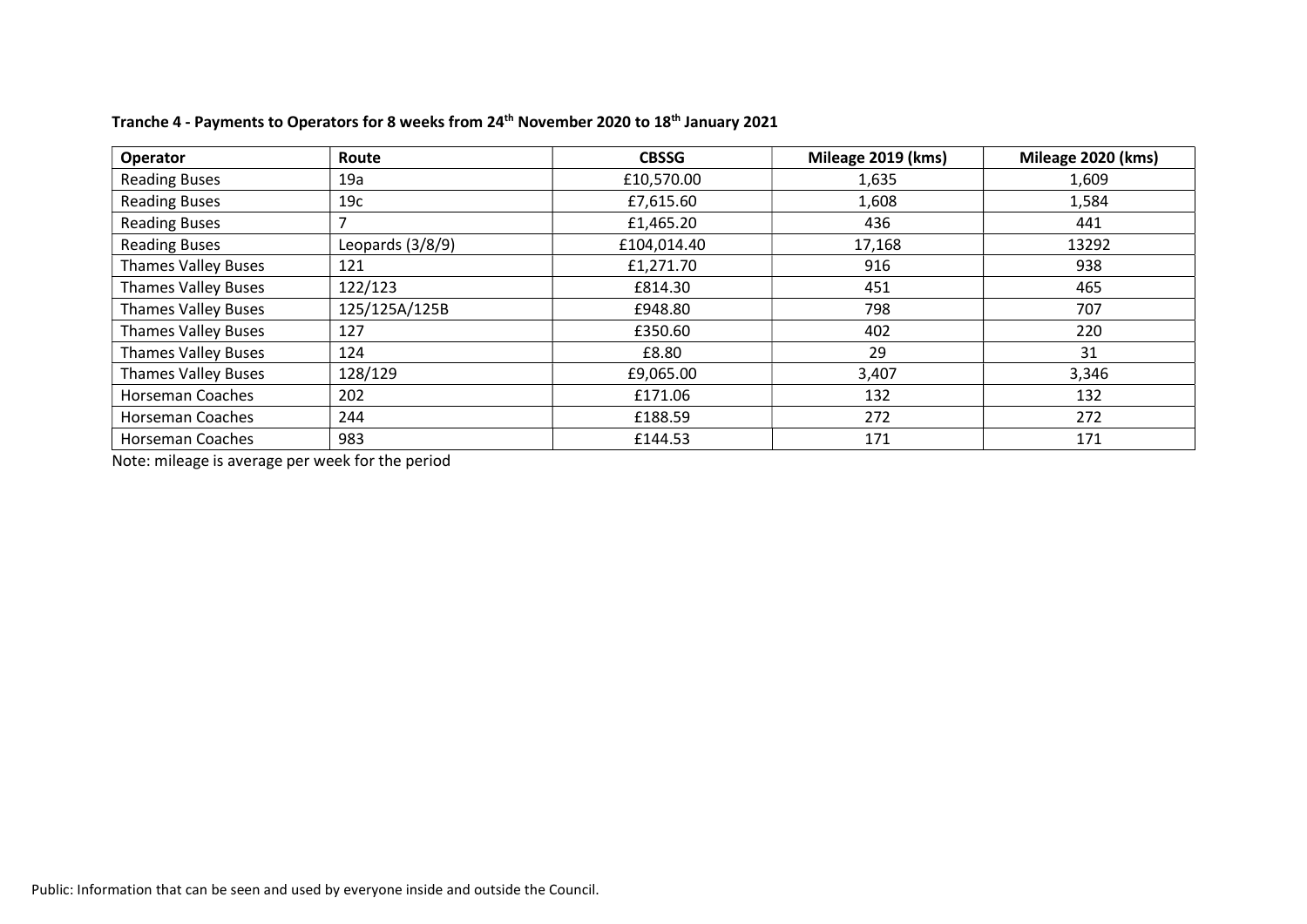**Tranche 4 - Payments to Operators for 8 weeks from 24th November 2020 to 18th January 2021**

| Operator | Route | CBSSG | Mileage 2019 (kms) | Mileage 2020 (kms) |
|---|---|---|---|---|
| Reading Buses | 19a | £10,570.00 | 1,635 | 1,609 |
| Reading Buses | 19c | £7,615.60 | 1,608 | 1,584 |
| Reading Buses | 7 | £1,465.20 | 436 | 441 |
| Reading Buses | Leopards (3/8/9) | £104,014.40 | 17,168 | 13292 |
| Thames Valley Buses | 121 | £1,271.70 | 916 | 938 |
| Thames Valley Buses | 122/123 | £814.30 | 451 | 465 |
| Thames Valley Buses | 125/125A/125B | £948.80 | 798 | 707 |
| Thames Valley Buses | 127 | £350.60 | 402 | 220 |
| Thames Valley Buses | 124 | £8.80 | 29 | 31 |
| Thames Valley Buses | 128/129 | £9,065.00 | 3,407 | 3,346 |
| Horseman Coaches | 202 | £171.06 | 132 | 132 |
| Horseman Coaches | 244 | £188.59 | 272 | 272 |
| Horseman Coaches | 983 | £144.53 | 171 | 171 |

Note: mileage is average per week for the period

Public: Information that can be seen and used by everyone inside and outside the Council.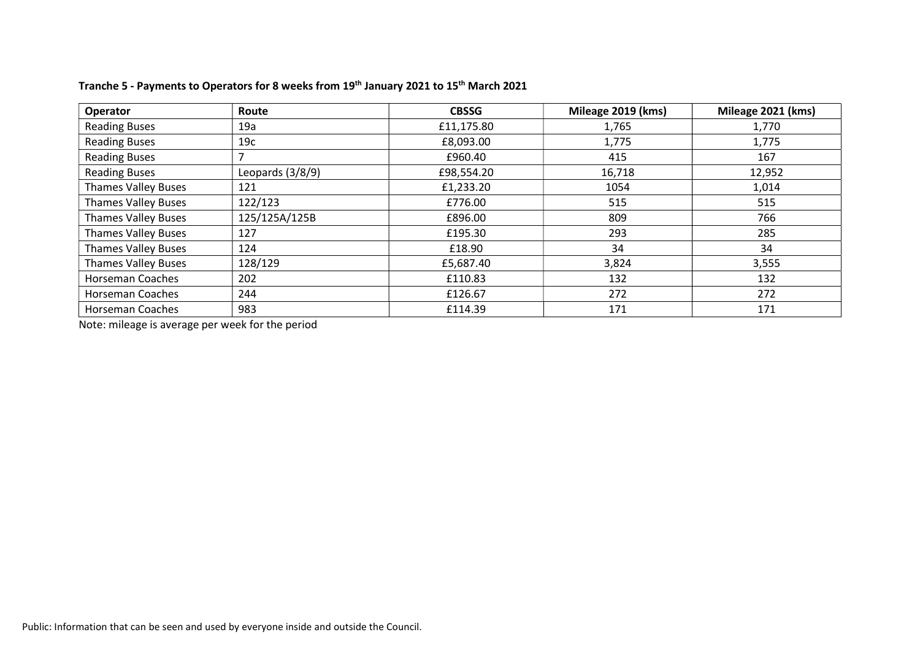**Tranche 5 - Payments to Operators for 8 weeks from 19th January 2021 to 15th March 2021**

| Operator | Route | CBSSG | Mileage 2019 (kms) | Mileage 2021 (kms) |
|---|---|---|---|---|
| Reading Buses | 19a | £11,175.80 | 1,765 | 1,770 |
| Reading Buses | 19c | £8,093.00 | 1,775 | 1,775 |
| Reading Buses | 7 | £960.40 | 415 | 167 |
| Reading Buses | Leopards (3/8/9) | £98,554.20 | 16,718 | 12,952 |
| Thames Valley Buses | 121 | £1,233.20 | 1054 | 1,014 |
| Thames Valley Buses | 122/123 | £776.00 | 515 | 515 |
| Thames Valley Buses | 125/125A/125B | £896.00 | 809 | 766 |
| Thames Valley Buses | 127 | £195.30 | 293 | 285 |
| Thames Valley Buses | 124 | £18.90 | 34 | 34 |
| Thames Valley Buses | 128/129 | £5,687.40 | 3,824 | 3,555 |
| Horseman Coaches | 202 | £110.83 | 132 | 132 |
| Horseman Coaches | 244 | £126.67 | 272 | 272 |
| Horseman Coaches | 983 | £114.39 | 171 | 171 |

Note: mileage is average per week for the period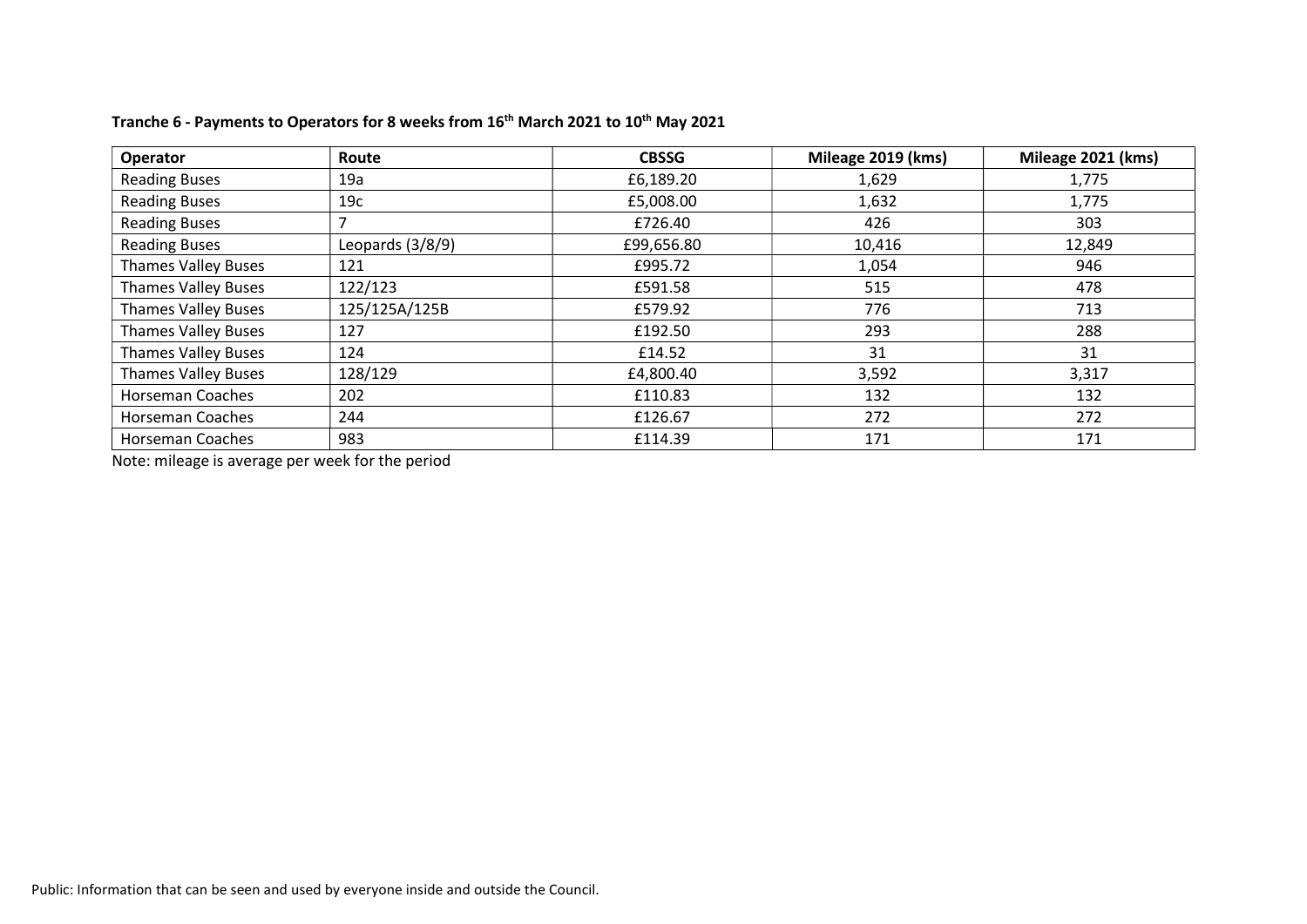**Tranche 6 - Payments to Operators for 8 weeks from 16th March 2021 to 10th May 2021**

| Operator | Route | CBSSG | Mileage 2019 (kms) | Mileage 2021 (kms) |
|---|---|---|---|---|
| Reading Buses | 19a | £6,189.20 | 1,629 | 1,775 |
| Reading Buses | 19c | £5,008.00 | 1,632 | 1,775 |
| Reading Buses | 7 | £726.40 | 426 | 303 |
| Reading Buses | Leopards (3/8/9) | £99,656.80 | 10,416 | 12,849 |
| Thames Valley Buses | 121 | £995.72 | 1,054 | 946 |
| Thames Valley Buses | 122/123 | £591.58 | 515 | 478 |
| Thames Valley Buses | 125/125A/125B | £579.92 | 776 | 713 |
| Thames Valley Buses | 127 | £192.50 | 293 | 288 |
| Thames Valley Buses | 124 | £14.52 | 31 | 31 |
| Thames Valley Buses | 128/129 | £4,800.40 | 3,592 | 3,317 |
| Horseman Coaches | 202 | £110.83 | 132 | 132 |
| Horseman Coaches | 244 | £126.67 | 272 | 272 |
| Horseman Coaches | 983 | £114.39 | 171 | 171 |

Note: mileage is average per week for the period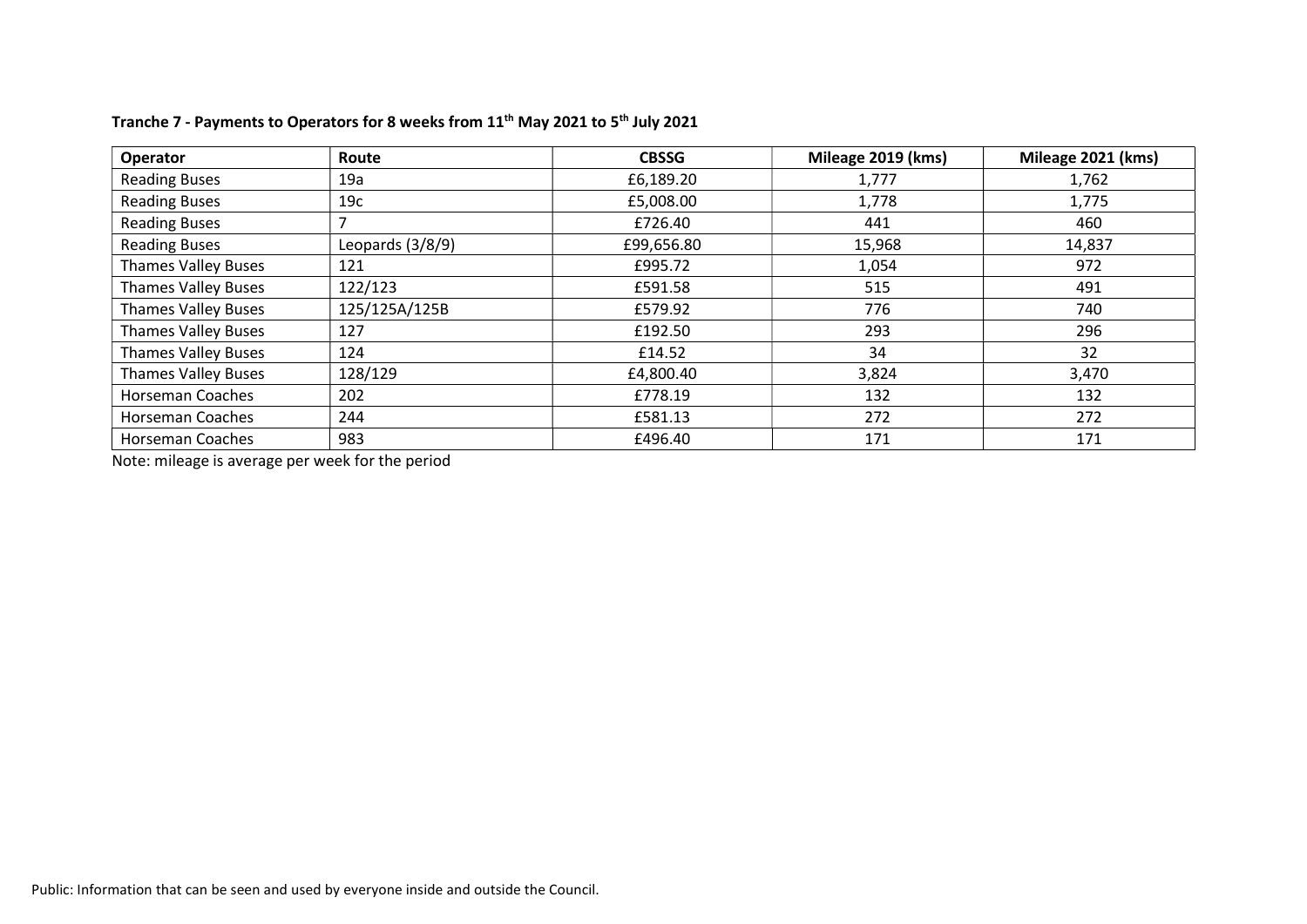**Tranche 7 - Payments to Operators for 8 weeks from 11th May 2021 to 5th July 2021**

| Operator | Route | CBSSG | Mileage 2019 (kms) | Mileage 2021 (kms) |
|---|---|---|---|---|
| Reading Buses | 19a | £6,189.20 | 1,777 | 1,762 |
| Reading Buses | 19c | £5,008.00 | 1,778 | 1,775 |
| Reading Buses | 7 | £726.40 | 441 | 460 |
| Reading Buses | Leopards (3/8/9) | £99,656.80 | 15,968 | 14,837 |
| Thames Valley Buses | 121 | £995.72 | 1,054 | 972 |
| Thames Valley Buses | 122/123 | £591.58 | 515 | 491 |
| Thames Valley Buses | 125/125A/125B | £579.92 | 776 | 740 |
| Thames Valley Buses | 127 | £192.50 | 293 | 296 |
| Thames Valley Buses | 124 | £14.52 | 34 | 32 |
| Thames Valley Buses | 128/129 | £4,800.40 | 3,824 | 3,470 |
| Horseman Coaches | 202 | £778.19 | 132 | 132 |
| Horseman Coaches | 244 | £581.13 | 272 | 272 |
| Horseman Coaches | 983 | £496.40 | 171 | 171 |

Note: mileage is average per week for the period

Public: Information that can be seen and used by everyone inside and outside the Council.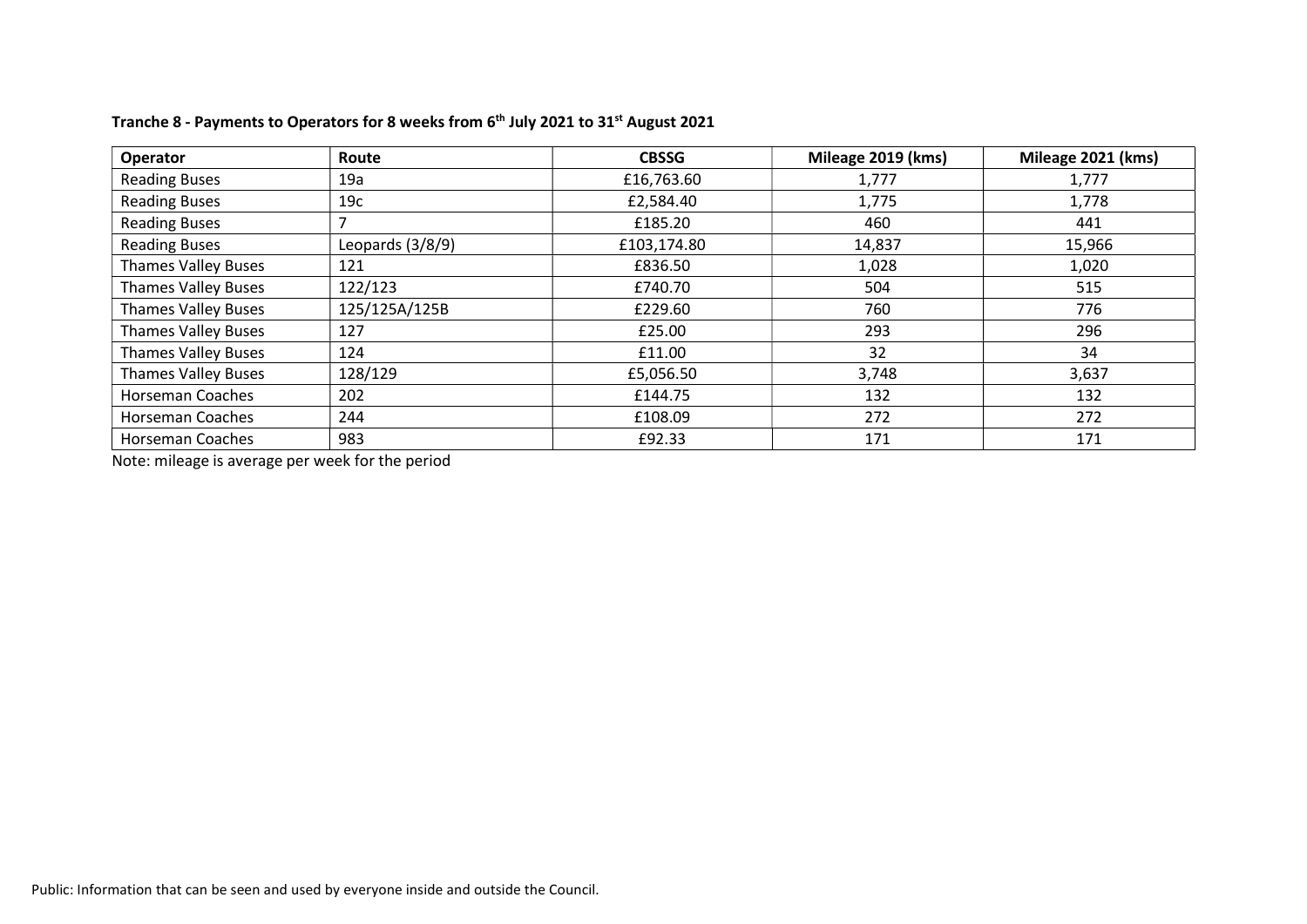**Tranche 8 - Payments to Operators for 8 weeks from 6th July 2021 to 31st August 2021**

| Operator | Route | CBSSG | Mileage 2019 (kms) | Mileage 2021 (kms) |
|---|---|---|---|---|
| Reading Buses | 19a | £16,763.60 | 1,777 | 1,777 |
| Reading Buses | 19c | £2,584.40 | 1,775 | 1,778 |
| Reading Buses | 7 | £185.20 | 460 | 441 |
| Reading Buses | Leopards (3/8/9) | £103,174.80 | 14,837 | 15,966 |
| Thames Valley Buses | 121 | £836.50 | 1,028 | 1,020 |
| Thames Valley Buses | 122/123 | £740.70 | 504 | 515 |
| Thames Valley Buses | 125/125A/125B | £229.60 | 760 | 776 |
| Thames Valley Buses | 127 | £25.00 | 293 | 296 |
| Thames Valley Buses | 124 | £11.00 | 32 | 34 |
| Thames Valley Buses | 128/129 | £5,056.50 | 3,748 | 3,637 |
| Horseman Coaches | 202 | £144.75 | 132 | 132 |
| Horseman Coaches | 244 | £108.09 | 272 | 272 |
| Horseman Coaches | 983 | £92.33 | 171 | 171 |

Note: mileage is average per week for the period